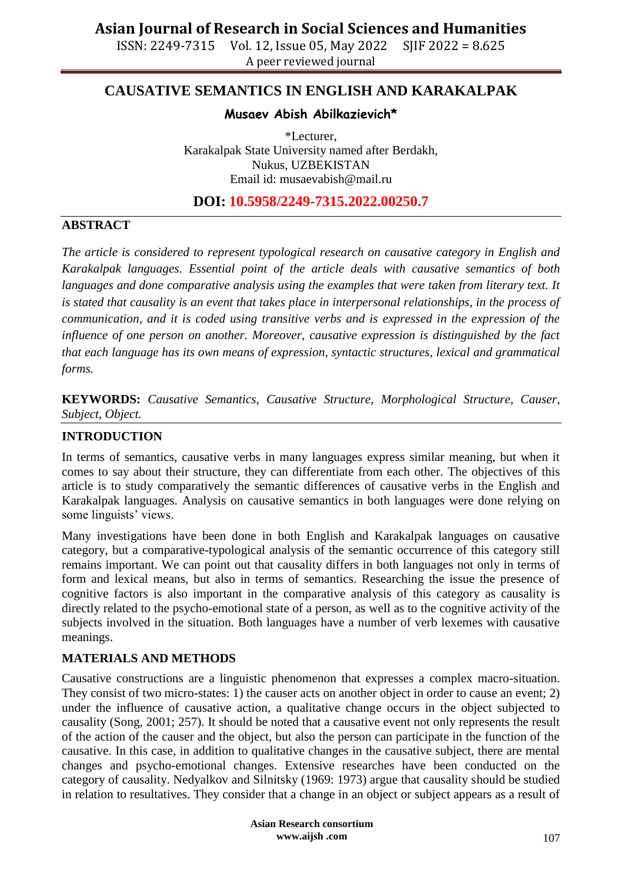# CAUSATIVE SEMANTICS IN ENGLISH AND KARAKALPAK

**Musaev Abish Abilkazievich***

*Lecturer,
Karakalpak State University named after Berdakh,
Nukus, UZBEKISTAN
Email id: musaevabish@mail.ru

**DOI: 10.5958/2249-7315.2022.00250.7**

## ABSTRACT

*The article is considered to represent typological research on causative category in English and Karakalpak languages. Essential point of the article deals with causative semantics of both languages and done comparative analysis using the examples that were taken from literary text. It is stated that causality is an event that takes place in interpersonal relationships, in the process of communication, and it is coded using transitive verbs and is expressed in the expression of the influence of one person on another. Moreover, causative expression is distinguished by the fact that each language has its own means of expression, syntactic structures, lexical and grammatical forms.*

**KEYWORDS:** *Causative Semantics, Causative Structure, Morphological Structure, Causer, Subject, Object.*

## INTRODUCTION

In terms of semantics, causative verbs in many languages express similar meaning, but when it comes to say about their structure, they can differentiate from each other. The objectives of this article is to study comparatively the semantic differences of causative verbs in the English and Karakalpak languages. Analysis on causative semantics in both languages were done relying on some linguists' views.

Many investigations have been done in both English and Karakalpak languages on causative category, but a comparative-typological analysis of the semantic occurrence of this category still remains important. We can point out that causality differs in both languages not only in terms of form and lexical means, but also in terms of semantics. Researching the issue the presence of cognitive factors is also important in the comparative analysis of this category as causality is directly related to the psycho-emotional state of a person, as well as to the cognitive activity of the subjects involved in the situation. Both languages have a number of verb lexemes with causative meanings.

## MATERIALS AND METHODS

Causative constructions are a linguistic phenomenon that expresses a complex macro-situation. They consist of two micro-states: 1) the causer acts on another object in order to cause an event; 2) under the influence of causative action, a qualitative change occurs in the object subjected to causality (Song, 2001; 257). It should be noted that a causative event not only represents the result of the action of the causer and the object, but also the person can participate in the function of the causative. In this case, in addition to qualitative changes in the causative subject, there are mental changes and psycho-emotional changes. Extensive researches have been conducted on the category of causality. Nedyalkov and Silnitsky (1969: 1973) argue that causality should be studied in relation to resultatives. They consider that a change in an object or subject appears as a result of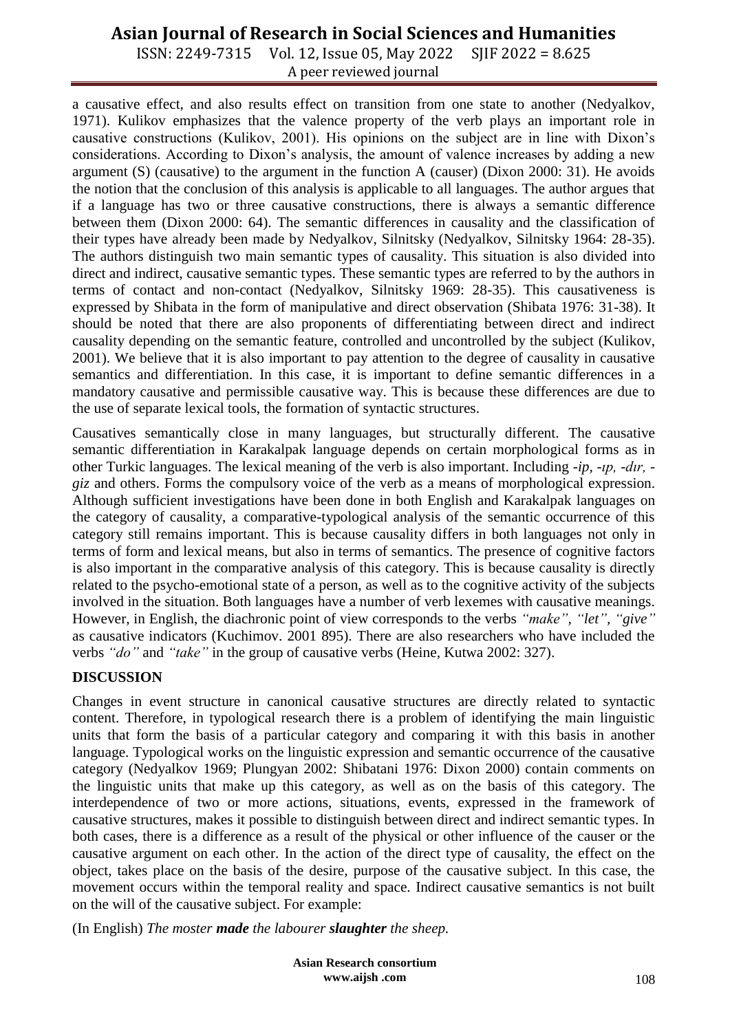a causative effect, and also results effect on transition from one state to another (Nedyalkov, 1971). Kulikov emphasizes that the valence property of the verb plays an important role in causative constructions (Kulikov, 2001). His opinions on the subject are in line with Dixon's considerations. According to Dixon's analysis, the amount of valence increases by adding a new argument (S) (causative) to the argument in the function A (causer) (Dixon 2000: 31). He avoids the notion that the conclusion of this analysis is applicable to all languages. The author argues that if a language has two or three causative constructions, there is always a semantic difference between them (Dixon 2000: 64). The semantic differences in causality and the classification of their types have already been made by Nedyalkov, Silnitsky (Nedyalkov, Silnitsky 1964: 28-35). The authors distinguish two main semantic types of causality. This situation is also divided into direct and indirect, causative semantic types. These semantic types are referred to by the authors in terms of contact and non-contact (Nedyalkov, Silnitsky 1969: 28-35). This causativeness is expressed by Shibata in the form of manipulative and direct observation (Shibata 1976: 31-38). It should be noted that there are also proponents of differentiating between direct and indirect causality depending on the semantic feature, controlled and uncontrolled by the subject (Kulikov, 2001). We believe that it is also important to pay attention to the degree of causality in causative semantics and differentiation. In this case, it is important to define semantic differences in a mandatory causative and permissible causative way. This is because these differences are due to the use of separate lexical tools, the formation of syntactic structures.

Causatives semantically close in many languages, but structurally different. The causative semantic differentiation in Karakalpak language depends on certain morphological forms as in other Turkic languages. The lexical meaning of the verb is also important. Including *-ip, -ıp, -dır, -giz* and others. Forms the compulsory voice of the verb as a means of morphological expression. Although sufficient investigations have been done in both English and Karakalpak languages on the category of causality, a comparative-typological analysis of the semantic occurrence of this category still remains important. This is because causality differs in both languages not only in terms of form and lexical means, but also in terms of semantics. The presence of cognitive factors is also important in the comparative analysis of this category. This is because causality is directly related to the psycho-emotional state of a person, as well as to the cognitive activity of the subjects involved in the situation. Both languages have a number of verb lexemes with causative meanings. However, in English, the diachronic point of view corresponds to the verbs *"make", "let", "give"* as causative indicators (Kuchimov. 2001 895). There are also researchers who have included the verbs *"do"* and *"take"* in the group of causative verbs (Heine, Kutwa 2002: 327).

## DISCUSSION

Changes in event structure in canonical causative structures are directly related to syntactic content. Therefore, in typological research there is a problem of identifying the main linguistic units that form the basis of a particular category and comparing it with this basis in another language. Typological works on the linguistic expression and semantic occurrence of the causative category (Nedyalkov 1969; Plungyan 2002: Shibatani 1976: Dixon 2000) contain comments on the linguistic units that make up this category, as well as on the basis of this category. The interdependence of two or more actions, situations, events, expressed in the framework of causative structures, makes it possible to distinguish between direct and indirect semantic types. In both cases, there is a difference as a result of the physical or other influence of the causer or the causative argument on each other. In the action of the direct type of causality, the effect on the object, takes place on the basis of the desire, purpose of the causative subject. In this case, the movement occurs within the temporal reality and space. Indirect causative semantics is not built on the will of the causative subject. For example:

(In English) *The moster **made** the labourer **slaughter** the sheep.*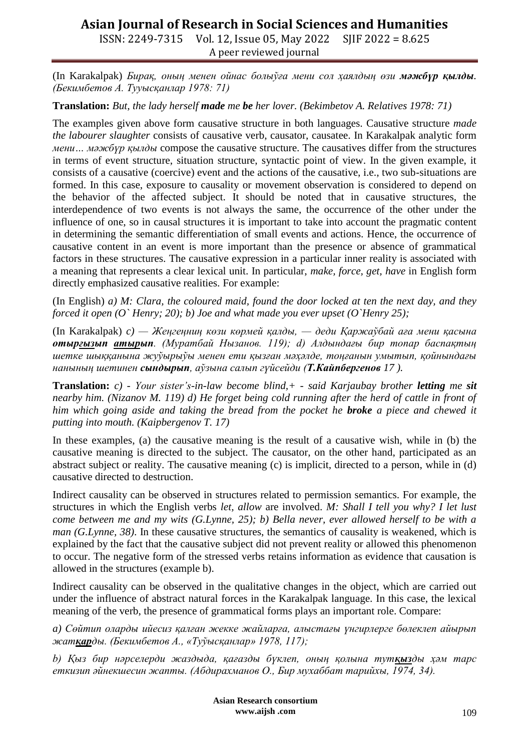(In Karakalpak) *Бирақ, оның менен ойнас болыўға мени сол ҳаялдың өзи **мәжбүр қылды**. (Бекимбетов А. Тууысқанлар 1978: 71)*

**Translation:** *But, the lady herself **made** me **be** her lover. (Bekimbetov A. Relatives 1978: 71)*

The examples given above form causative structure in both languages. Causative structure *made the labourer slaughter* consists of causative verb, causator, causatee. In Karakalpak analytic form *мени… мәжбүр қылды* compose the causative structure. The causatives differ from the structures in terms of event structure, situation structure, syntactic point of view. In the given example, it consists of a causative (coercive) event and the actions of the causative, i.e., two sub-situations are formed. In this case, exposure to causality or movement observation is considered to depend on the behavior of the affected subject. It should be noted that in causative structures, the interdependence of two events is not always the same, the occurrence of the other under the influence of one, so in causal structures it is important to take into account the pragmatic content in determining the semantic differentiation of small events and actions. Hence, the occurrence of causative content in an event is more important than the presence or absence of grammatical factors in these structures. The causative expression in a particular inner reality is associated with a meaning that represents a clear lexical unit. In particular, *make, force, get, have* in English form directly emphasized causative realities. For example:

(In English) *a) M: Clara, the coloured maid, found the door locked at ten the next day, and they forced it open (O` Henry; 20); b) Joe and what made you ever upset (O`Henry 25);*

(In Karakalpak) *c) — Жеңгеңниң көзи көрмей қалды, — деди Қаржаўбай аға мени қасына **<u>отырғыз</u>ып** **<u>атырып</u>**. (Муратбай Нызанов. 119); d) Алдындағы бир топар баспақтың шетке шыққанына жуўырыўы менен ети қызған мәҳәлде, тоңғанын умытып, қойнындағы нанының шетинен **сындырып**, аўзына салып гүйсейди (**Т.Кайпбергенов** 17 ).*

**Translation:** *c) - Your sister's-in-law become blind,+ - said Karjaubay brother **letting** me **sit** nearby him. (Nizanov M. 119) d) He forget being cold running after the herd of cattle in front of him which going aside and taking the bread from the pocket he **broke** a piece and chewed it putting into mouth. (Kaipbergenov T. 17)*

In these examples, (a) the causative meaning is the result of a causative wish, while in (b) the causative meaning is directed to the subject. The causator, on the other hand, participated as an abstract subject or reality. The causative meaning (c) is implicit, directed to a person, while in (d) causative directed to destruction.

Indirect causality can be observed in structures related to permission semantics. For example, the structures in which the English verbs *let, allow* are involved. *M: Shall I tell you why? I let lust come between me and my wits (G.Lynne, 25); b) Bella never, ever allowed herself to be with a man (G.Lynne, 38)*. In these causative structures, the semantics of causality is weakened, which is explained by the fact that the causative subject did not prevent reality or allowed this phenomenon to occur. The negative form of the stressed verbs retains information as evidence that causation is allowed in the structures (example b).

Indirect causality can be observed in the qualitative changes in the object, which are carried out under the influence of abstract natural forces in the Karakalpak language. In this case, the lexical meaning of the verb, the presence of grammatical forms plays an important role. Compare:

*a) Сөйтип оларды ийесиз қалған жекке жайларға, алыстағы үңгирлерге бөлеклеп айырып жат**<u>қар</u>**ды. (Бекимбетов А., «Туўысқанлар» 1978, 117);*

*b) Қыз бир нәрселерди жаздыда, қағазды бүклеп, оның қолына тут**<u>қыз</u>**ды ҳәм тарс еткизип әйнекшесин жапты. (Абдирахманов О., Бир мухаббат тарийхы, 1974, 34).*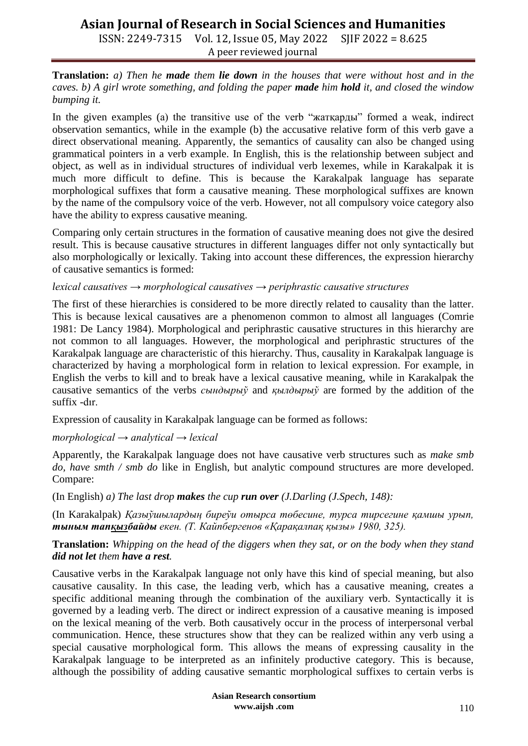**Translation:** *a) Then he* ***made*** *them* ***lie down*** *in the houses that were without host and in the caves. b) A girl wrote something, and folding the paper* ***made*** *him* ***hold*** *it, and closed the window bumping it.*

In the given examples (a) the transitive use of the verb "жатқарды" formed a weak, indirect observation semantics, while in the example (b) the accusative relative form of this verb gave a direct observational meaning. Apparently, the semantics of causality can also be changed using grammatical pointers in a verb example. In English, this is the relationship between subject and object, as well as in individual structures of individual verb lexemes, while in Karakalpak it is much more difficult to define. This is because the Karakalpak language has separate morphological suffixes that form a causative meaning. These morphological suffixes are known by the name of the compulsory voice of the verb. However, not all compulsory voice category also have the ability to express causative meaning.

Comparing only certain structures in the formation of causative meaning does not give the desired result. This is because causative structures in different languages differ not only syntactically but also morphologically or lexically. Taking into account these differences, the expression hierarchy of causative semantics is formed:

*lexical causatives → morphological causatives → periphrastic causative structures*

The first of these hierarchies is considered to be more directly related to causality than the latter. This is because lexical causatives are a phenomenon common to almost all languages (Comrie 1981: De Lancy 1984). Morphological and periphrastic causative structures in this hierarchy are not common to all languages. However, the morphological and periphrastic structures of the Karakalpak language are characteristic of this hierarchy. Thus, causality in Karakalpak language is characterized by having a morphological form in relation to lexical expression. For example, in English the verbs to kill and to break have a lexical causative meaning, while in Karakalpak the causative semantics of the verbs *сындырыў* and *қылдырыў* are formed by the addition of the suffix -dır.

Expression of causality in Karakalpak language can be formed as follows:

*morphological → analytical → lexical*

Apparently, the Karakalpak language does not have causative verb structures such as *make smb do, have smth / smb do* like in English, but analytic compound structures are more developed. Compare:

(In English) *a) The last drop* ***makes*** *the cup* ***run over*** *(J.Darling (J.Spech, 148):*

(In Karakalpak) *Қазыўшылардың биреўи отырса төбесине, турса тирсегине қамшы урып,* ***тыным тап<u>қыз</u>байды*** *екен. (Т. Кайпбергенов «Қарақалпақ қызы» 1980, 325).*

**Translation:** *Whipping on the head of the diggers when they sat, or on the body when they stand* ***did not let*** *them* ***have a rest****.*

Causative verbs in the Karakalpak language not only have this kind of special meaning, but also causative causality. In this case, the leading verb, which has a causative meaning, creates a specific additional meaning through the combination of the auxiliary verb. Syntactically it is governed by a leading verb. The direct or indirect expression of a causative meaning is imposed on the lexical meaning of the verb. Both causatively occur in the process of interpersonal verbal communication. Hence, these structures show that they can be realized within any verb using a special causative morphological form. This allows the means of expressing causality in the Karakalpak language to be interpreted as an infinitely productive category. This is because, although the possibility of adding causative semantic morphological suffixes to certain verbs is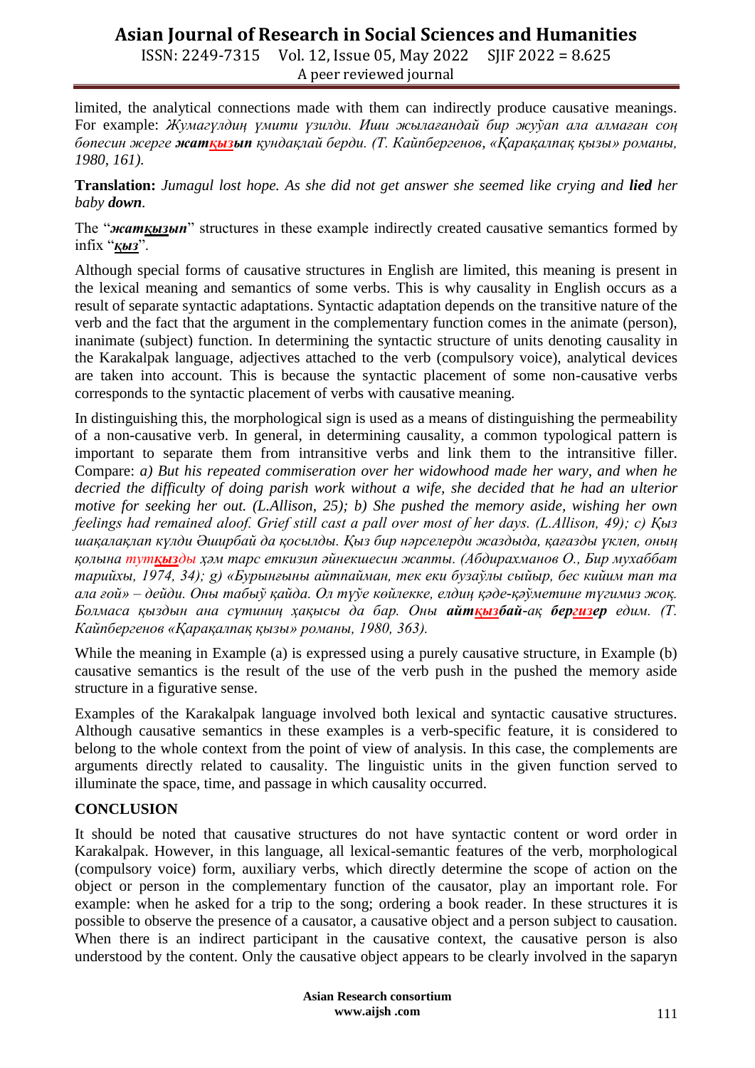limited, the analytical connections made with them can indirectly produce causative meanings. For example: *Жумагүлдиң үмити үзилди. Иши жылағандай бир жуўап ала алмаған соң бөпесин жерге **жатқызып** қундақлай берди. (Т. Кайпбергенов, «Қарақалпақ қызы» романы, 1980, 161).*

**Translation:** *Jumagul lost hope. As she did not get answer she seemed like crying and **lied** her baby **down**.*

The "***жатқызып***" structures in these example indirectly created causative semantics formed by infix "***қыз***".

Although special forms of causative structures in English are limited, this meaning is present in the lexical meaning and semantics of some verbs. This is why causality in English occurs as a result of separate syntactic adaptations. Syntactic adaptation depends on the transitive nature of the verb and the fact that the argument in the complementary function comes in the animate (person), inanimate (subject) function. In determining the syntactic structure of units denoting causality in the Karakalpak language, adjectives attached to the verb (compulsory voice), analytical devices are taken into account. This is because the syntactic placement of some non-causative verbs corresponds to the syntactic placement of verbs with causative meaning.

In distinguishing this, the morphological sign is used as a means of distinguishing the permeability of a non-causative verb. In general, in determining causality, a common typological pattern is important to separate them from intransitive verbs and link them to the intransitive filler. Compare: *a) But his repeated commiseration over her widowhood made her wary, and when he decried the difficulty of doing parish work without a wife, she decided that he had an ulterior motive for seeking her out. (L.Allison, 25); b) She pushed the memory aside, wishing her own feelings had remained aloof. Grief still cast a pall over most of her days. (L.Allison, 49); c) Қыз шақалақлап күлди Әширбай да қосылды. Қыз бир нәрселерди жаздыда, қағазды үклеп, оның қолына **тутқызды** ҳәм тарс еткизип әйнекшесин жапты. (Абдирахманов О., Бир мухаббат тарийхы, 1974, 34); g) «Бурынғыны айтпайман, тек еки бузаўлы сыйыр, бес кийим тап та ала ғой» – дейди. Оны табыў қайда. Ол түўе көйлекке, елдиң қәде-қәўметине түгимиз жоқ. Болмаса қыздын ана сүтиниң ҳақысы да бар. Оны **айтқызбай**-ақ **бергизер** едим. (Т. Кайпбергенов «Қарақалпақ қызы» романы, 1980, 363).*

While the meaning in Example (a) is expressed using a purely causative structure, in Example (b) causative semantics is the result of the use of the verb push in the pushed the memory aside structure in a figurative sense.

Examples of the Karakalpak language involved both lexical and syntactic causative structures. Although causative semantics in these examples is a verb-specific feature, it is considered to belong to the whole context from the point of view of analysis. In this case, the complements are arguments directly related to causality. The linguistic units in the given function served to illuminate the space, time, and passage in which causality occurred.

## CONCLUSION

It should be noted that causative structures do not have syntactic content or word order in Karakalpak. However, in this language, all lexical-semantic features of the verb, morphological (compulsory voice) form, auxiliary verbs, which directly determine the scope of action on the object or person in the complementary function of the causator, play an important role. For example: when he asked for a trip to the song; ordering a book reader. In these structures it is possible to observe the presence of a causator, a causative object and a person subject to causation. When there is an indirect participant in the causative context, the causative person is also understood by the content. Only the causative object appears to be clearly involved in the saparyn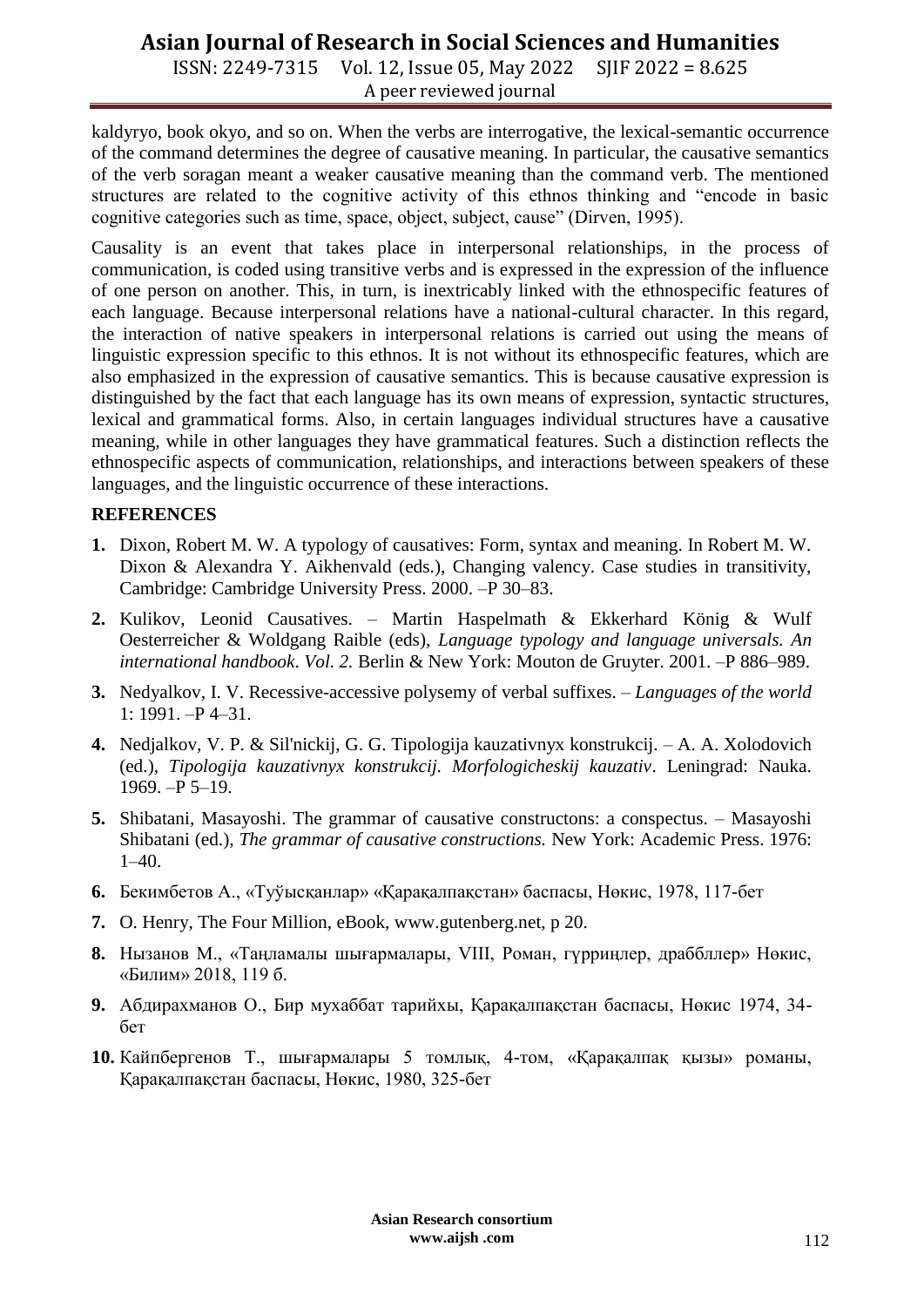kaldyryo, book okyo, and so on. When the verbs are interrogative, the lexical-semantic occurrence of the command determines the degree of causative meaning. In particular, the causative semantics of the verb soragan meant a weaker causative meaning than the command verb. The mentioned structures are related to the cognitive activity of this ethnos thinking and "encode in basic cognitive categories such as time, space, object, subject, cause" (Dirven, 1995).

Causality is an event that takes place in interpersonal relationships, in the process of communication, is coded using transitive verbs and is expressed in the expression of the influence of one person on another. This, in turn, is inextricably linked with the ethnospecific features of each language. Because interpersonal relations have a national-cultural character. In this regard, the interaction of native speakers in interpersonal relations is carried out using the means of linguistic expression specific to this ethnos. It is not without its ethnospecific features, which are also emphasized in the expression of causative semantics. This is because causative expression is distinguished by the fact that each language has its own means of expression, syntactic structures, lexical and grammatical forms. Also, in certain languages individual structures have a causative meaning, while in other languages they have grammatical features. Such a distinction reflects the ethnospecific aspects of communication, relationships, and interactions between speakers of these languages, and the linguistic occurrence of these interactions.

## REFERENCES

1. Dixon, Robert M. W. A typology of causatives: Form, syntax and meaning. In Robert M. W. Dixon & Alexandra Y. Aikhenvald (eds.), Changing valency. Case studies in transitivity, Cambridge: Cambridge University Press. 2000. –P 30–83.
2. Kulikov, Leonid Causatives. – Martin Haspelmath & Ekkerhard König & Wulf Oesterreicher & Woldgang Raible (eds), *Language typology and language universals. An international handbook. Vol. 2.* Berlin & New York: Mouton de Gruyter. 2001. –P 886–989.
3. Nedyalkov, I. V. Recessive-accessive polysemy of verbal suffixes. – *Languages of the world* 1: 1991. –P 4–31.
4. Nedjalkov, V. P. & Sil'nickij, G. G. Tipologija kauzativnyx konstrukcij. – A. A. Xolodovich (ed.), *Tipologija kauzativnyx konstrukcij. Morfologicheskij kauzativ*. Leningrad: Nauka. 1969. –P 5–19.
5. Shibatani, Masayoshi. The grammar of causative constructons: a conspectus. – Masayoshi Shibatani (ed.), *The grammar of causative constructions.* New York: Academic Press. 1976: 1–40.
6. Бекимбетов А., «Туўысқанлар» «Қарақалпақстан» баспасы, Нөкис, 1978, 117-бет
7. O. Henry, The Four Million, eBook, www.gutenberg.net, p 20.
8. Нызанов М., «Таңламалы шығармалары, VIII, Роман, гүрриңлер, драбблляр» Нөкис, «Билим» 2018, 119 б.
9. Абдирахманов О., Бир мухаббат тарийхы, Қарақалпақстан баспасы, Нөкис 1974, 34-бет
10. Кайпбергенов Т., шығармалары 5 томлық, 4-том, «Қарақалпақ қызы» романы, Қарақалпақстан баспасы, Нөкис, 1980, 325-бет